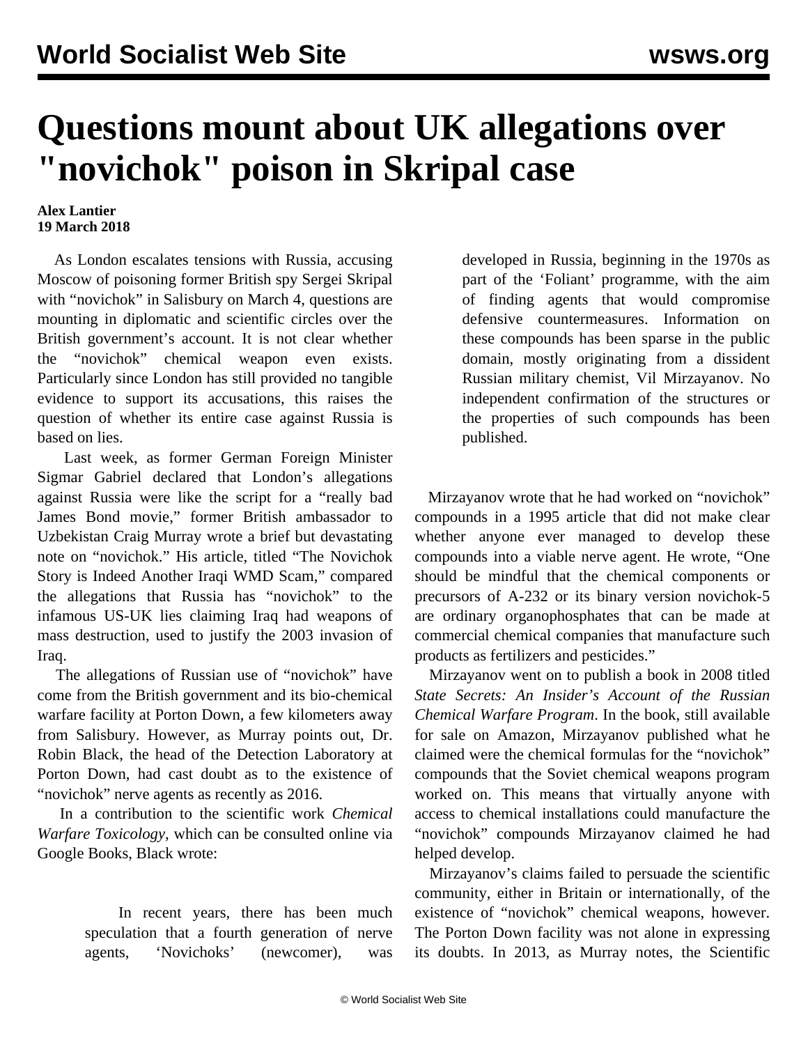# Questions mount about UK allegations over "novichok" poison in Skripal case

**Alex Lantier**
**19 March 2018**

As London escalates tensions with Russia, accusing Moscow of poisoning former British spy Sergei Skripal with "novichok" in Salisbury on March 4, questions are mounting in diplomatic and scientific circles over the British government's account. It is not clear whether the "novichok" chemical weapon even exists. Particularly since London has still provided no tangible evidence to support its accusations, this raises the question of whether its entire case against Russia is based on lies.

Last week, as former German Foreign Minister Sigmar Gabriel declared that London's allegations against Russia were like the script for a "really bad James Bond movie," former British ambassador to Uzbekistan Craig Murray wrote a brief but devastating note on "novichok." His article, titled "The Novichok Story is Indeed Another Iraqi WMD Scam," compared the allegations that Russia has "novichok" to the infamous US-UK lies claiming Iraq had weapons of mass destruction, used to justify the 2003 invasion of Iraq.

The allegations of Russian use of "novichok" have come from the British government and its bio-chemical warfare facility at Porton Down, a few kilometers away from Salisbury. However, as Murray points out, Dr. Robin Black, the head of the Detection Laboratory at Porton Down, had cast doubt as to the existence of "novichok" nerve agents as recently as 2016.

In a contribution to the scientific work *Chemical Warfare Toxicology*, which can be consulted online via Google Books, Black wrote:

> In recent years, there has been much speculation that a fourth generation of nerve agents, 'Novichoks' (newcomer), was developed in Russia, beginning in the 1970s as part of the 'Foliant' programme, with the aim of finding agents that would compromise defensive countermeasures. Information on these compounds has been sparse in the public domain, mostly originating from a dissident Russian military chemist, Vil Mirzayanov. No independent confirmation of the structures or the properties of such compounds has been published.

Mirzayanov wrote that he had worked on "novichok" compounds in a 1995 article that did not make clear whether anyone ever managed to develop these compounds into a viable nerve agent. He wrote, "One should be mindful that the chemical components or precursors of A-232 or its binary version novichok-5 are ordinary organophosphates that can be made at commercial chemical companies that manufacture such products as fertilizers and pesticides."

Mirzayanov went on to publish a book in 2008 titled *State Secrets: An Insider's Account of the Russian Chemical Warfare Program*. In the book, still available for sale on Amazon, Mirzayanov published what he claimed were the chemical formulas for the "novichok" compounds that the Soviet chemical weapons program worked on. This means that virtually anyone with access to chemical installations could manufacture the "novichok" compounds Mirzayanov claimed he had helped develop.

Mirzayanov's claims failed to persuade the scientific community, either in Britain or internationally, of the existence of "novichok" chemical weapons, however. The Porton Down facility was not alone in expressing its doubts. In 2013, as Murray notes, the Scientific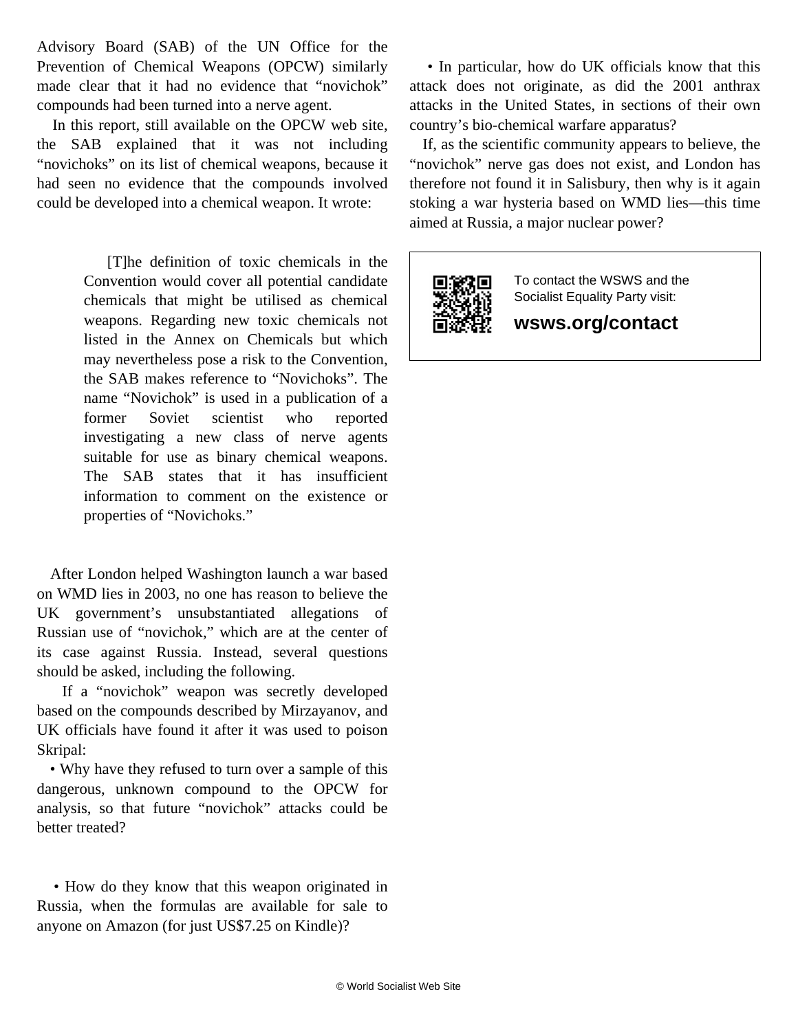Advisory Board (SAB) of the UN Office for the Prevention of Chemical Weapons (OPCW) similarly made clear that it had no evidence that "novichok" compounds had been turned into a nerve agent.

In this report, still available on the OPCW web site, the SAB explained that it was not including "novichoks" on its list of chemical weapons, because it had seen no evidence that the compounds involved could be developed into a chemical weapon. It wrote:

> [T]he definition of toxic chemicals in the Convention would cover all potential candidate chemicals that might be utilised as chemical weapons. Regarding new toxic chemicals not listed in the Annex on Chemicals but which may nevertheless pose a risk to the Convention, the SAB makes reference to "Novichoks". The name "Novichok" is used in a publication of a former Soviet scientist who reported investigating a new class of nerve agents suitable for use as binary chemical weapons. The SAB states that it has insufficient information to comment on the existence or properties of "Novichoks."

After London helped Washington launch a war based on WMD lies in 2003, no one has reason to believe the UK government's unsubstantiated allegations of Russian use of "novichok," which are at the center of its case against Russia. Instead, several questions should be asked, including the following.

If a "novichok" weapon was secretly developed based on the compounds described by Mirzayanov, and UK officials have found it after it was used to poison Skripal:

- Why have they refused to turn over a sample of this dangerous, unknown compound to the OPCW for analysis, so that future "novichok" attacks could be better treated?

- How do they know that this weapon originated in Russia, when the formulas are available for sale to anyone on Amazon (for just US$7.25 on Kindle)?

- In particular, how do UK officials know that this attack does not originate, as did the 2001 anthrax attacks in the United States, in sections of their own country's bio-chemical warfare apparatus?

If, as the scientific community appears to believe, the "novichok" nerve gas does not exist, and London has therefore not found it in Salisbury, then why is it again stoking a war hysteria based on WMD lies—this time aimed at Russia, a major nuclear power?

To contact the WSWS and the Socialist Equality Party visit:

**wsws.org/contact**